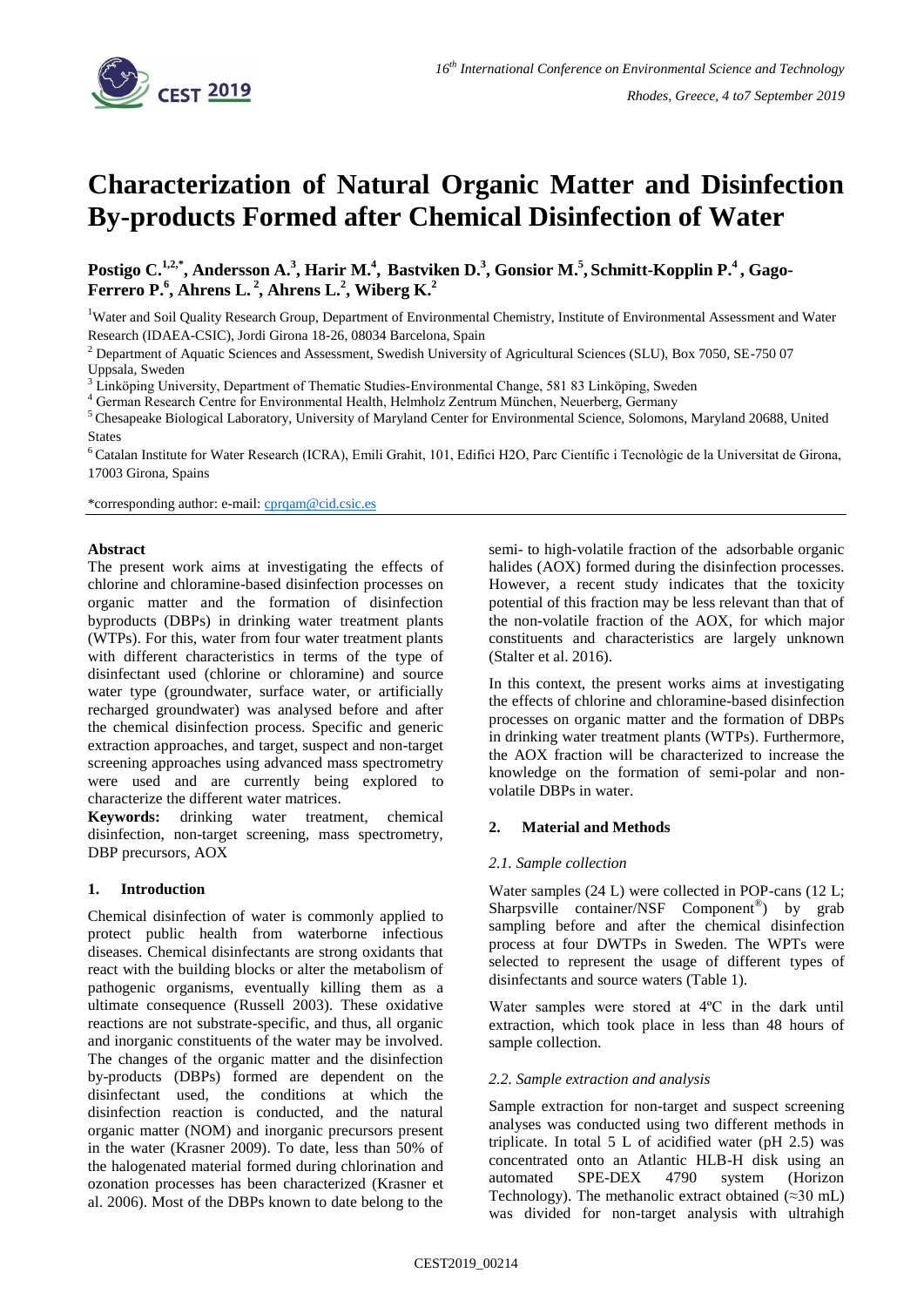# Characterization of Natural Organic Matter and Disinfection By-products Formed after Chemical Disinfection of Water

**Postigo C.[1,2,*], Andersson A.[3], Harir M.[4], Bastviken D.[3], Gonsior M.[5], Schmitt-Kopplin P.[4], Gago-Ferrero P.[6], Ahrens L.[2], Ahrens L.[2], Wiberg K.[2]**

[1]Water and Soil Quality Research Group, Department of Environmental Chemistry, Institute of Environmental Assessment and Water Research (IDAEA-CSIC), Jordi Girona 18-26, 08034 Barcelona, Spain

[2] Department of Aquatic Sciences and Assessment, Swedish University of Agricultural Sciences (SLU), Box 7050, SE-750 07 Uppsala, Sweden

[3] Linköping University, Department of Thematic Studies-Environmental Change, 581 83 Linköping, Sweden

[4] German Research Centre for Environmental Health, Helmholz Zentrum München, Neuerberg, Germany

[5] Chesapeake Biological Laboratory, University of Maryland Center for Environmental Science, Solomons, Maryland 20688, United States

[6] Catalan Institute for Water Research (ICRA), Emili Grahit, 101, Edifici H2O, Parc Científic i Tecnològic de la Universitat de Girona, 17003 Girona, Spains

*corresponding author: e-mail: cprqam@cid.csic.es

**Abstract**

The present work aims at investigating the effects of chlorine and chloramine-based disinfection processes on organic matter and the formation of disinfection byproducts (DBPs) in drinking water treatment plants (WTPs). For this, water from four water treatment plants with different characteristics in terms of the type of disinfectant used (chlorine or chloramine) and source water type (groundwater, surface water, or artificially recharged groundwater) was analysed before and after the chemical disinfection process. Specific and generic extraction approaches, and target, suspect and non-target screening approaches using advanced mass spectrometry were used and are currently being explored to characterize the different water matrices.

**Keywords:** drinking water treatment, chemical disinfection, non-target screening, mass spectrometry, DBP precursors, AOX

## 1. Introduction

Chemical disinfection of water is commonly applied to protect public health from waterborne infectious diseases. Chemical disinfectants are strong oxidants that react with the building blocks or alter the metabolism of pathogenic organisms, eventually killing them as a ultimate consequence (Russell 2003). These oxidative reactions are not substrate-specific, and thus, all organic and inorganic constituents of the water may be involved. The changes of the organic matter and the disinfection by-products (DBPs) formed are dependent on the disinfectant used, the conditions at which the disinfection reaction is conducted, and the natural organic matter (NOM) and inorganic precursors present in the water (Krasner 2009). To date, less than 50% of the halogenated material formed during chlorination and ozonation processes has been characterized (Krasner et al. 2006). Most of the DBPs known to date belong to the semi- to high-volatile fraction of the adsorbable organic halides (AOX) formed during the disinfection processes. However, a recent study indicates that the toxicity potential of this fraction may be less relevant than that of the non-volatile fraction of the AOX, for which major constituents and characteristics are largely unknown (Stalter et al. 2016).

In this context, the present works aims at investigating the effects of chlorine and chloramine-based disinfection processes on organic matter and the formation of DBPs in drinking water treatment plants (WTPs). Furthermore, the AOX fraction will be characterized to increase the knowledge on the formation of semi-polar and non-volatile DBPs in water.

## 2. Material and Methods

### *2.1. Sample collection*

Water samples (24 L) were collected in POP-cans (12 L; Sharpsville container/NSF Component®) by grab sampling before and after the chemical disinfection process at four DWTPs in Sweden. The WPTs were selected to represent the usage of different types of disinfectants and source waters (Table 1).

Water samples were stored at 4ºC in the dark until extraction, which took place in less than 48 hours of sample collection.

### *2.2. Sample extraction and analysis*

Sample extraction for non-target and suspect screening analyses was conducted using two different methods in triplicate. In total 5 L of acidified water (pH 2.5) was concentrated onto an Atlantic HLB-H disk using an automated SPE-DEX 4790 system (Horizon Technology). The methanolic extract obtained (≈30 mL) was divided for non-target analysis with ultrahigh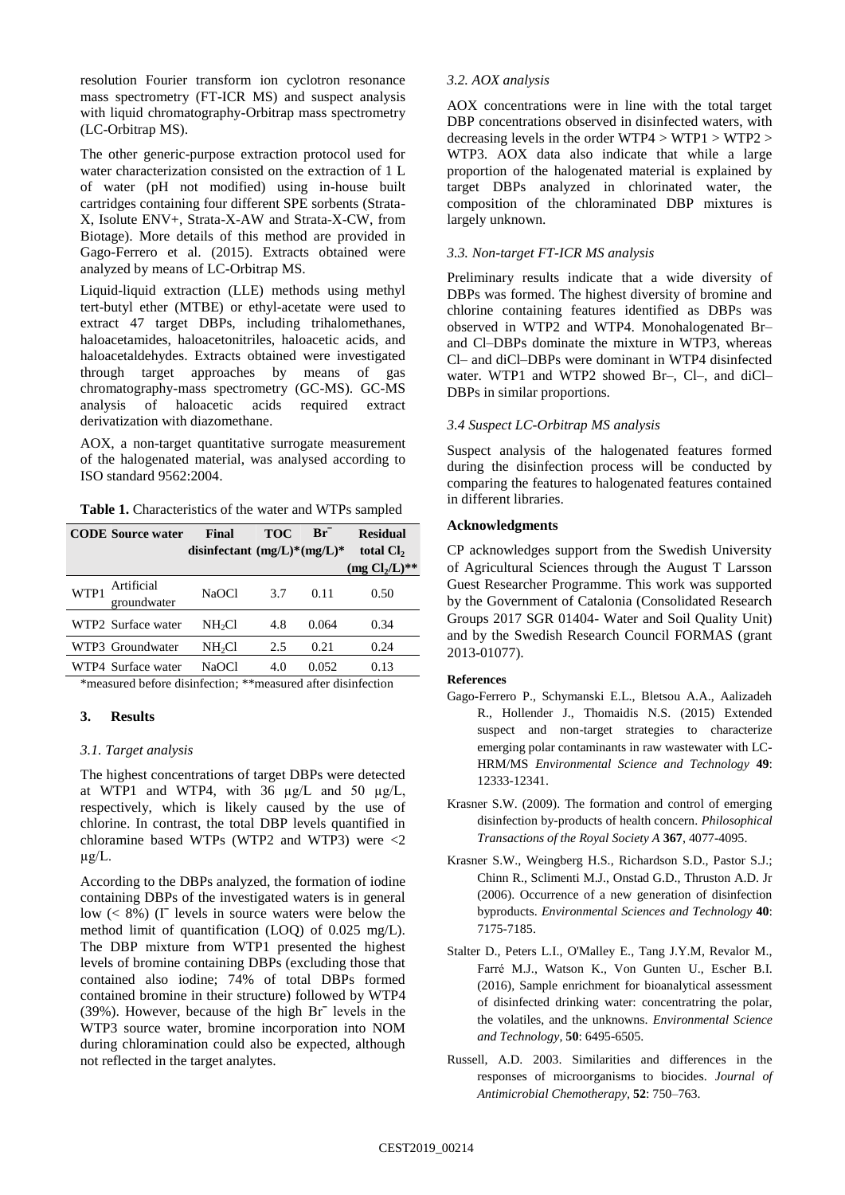resolution Fourier transform ion cyclotron resonance mass spectrometry (FT-ICR MS) and suspect analysis with liquid chromatography-Orbitrap mass spectrometry (LC-Orbitrap MS).

The other generic-purpose extraction protocol used for water characterization consisted on the extraction of 1 L of water (pH not modified) using in-house built cartridges containing four different SPE sorbents (Strata-X, Isolute ENV+, Strata-X-AW and Strata-X-CW, from Biotage). More details of this method are provided in Gago-Ferrero et al. (2015). Extracts obtained were analyzed by means of LC-Orbitrap MS.

Liquid-liquid extraction (LLE) methods using methyl tert-butyl ether (MTBE) or ethyl-acetate were used to extract 47 target DBPs, including trihalomethanes, haloacetamides, haloacetonitriles, haloacetic acids, and haloacetaldehydes. Extracts obtained were investigated through target approaches by means of gas chromatography-mass spectrometry (GC-MS). GC-MS analysis of haloacetic acids required extract derivatization with diazomethane.

AOX, a non-target quantitative surrogate measurement of the halogenated material, was analysed according to ISO standard 9562:2004.

**Table 1.** Characteristics of the water and WTPs sampled

| CODE | Source water | Final disinfectant | TOC (mg/L)* | $Br^-$ (mg/L)* | Residual total $Cl_2$ (mg $Cl_2$/L)** |
|---|---|---|---|---|---|
| WTP1 | Artificial groundwater | NaOCl | 3.7 | 0.11 | 0.50 |
| WTP2 | Surface water | $NH_2Cl$ | 4.8 | 0.064 | 0.34 |
| WTP3 | Groundwater | $NH_2Cl$ | 2.5 | 0.21 | 0.24 |
| WTP4 | Surface water | NaOCl | 4.0 | 0.052 | 0.13 |

*measured before disinfection; **measured after disinfection

## 3. Results

### 3.1. Target analysis

The highest concentrations of target DBPs were detected at WTP1 and WTP4, with 36 µg/L and 50 µg/L, respectively, which is likely caused by the use of chlorine. In contrast, the total DBP levels quantified in chloramine based WTPs (WTP2 and WTP3) were <2 µg/L.

According to the DBPs analyzed, the formation of iodine containing DBPs of the investigated waters is in general low (< 8%) ($I^-$ levels in source waters were below the method limit of quantification (LOQ) of 0.025 mg/L). The DBP mixture from WTP1 presented the highest levels of bromine containing DBPs (excluding those that contained also iodine; 74% of total DBPs formed contained bromine in their structure) followed by WTP4 (39%). However, because of the high $Br^-$ levels in the WTP3 source water, bromine incorporation into NOM during chloramination could also be expected, although not reflected in the target analytes.

### 3.2. AOX analysis

AOX concentrations were in line with the total target DBP concentrations observed in disinfected waters, with decreasing levels in the order WTP4 > WTP1 > WTP2 > WTP3. AOX data also indicate that while a large proportion of the halogenated material is explained by target DBPs analyzed in chlorinated water, the composition of the chloraminated DBP mixtures is largely unknown.

### 3.3. Non-target FT-ICR MS analysis

Preliminary results indicate that a wide diversity of DBPs was formed. The highest diversity of bromine and chlorine containing features identified as DBPs was observed in WTP2 and WTP4. Monohalogenated Br– and Cl–DBPs dominate the mixture in WTP3, whereas Cl– and diCl–DBPs were dominant in WTP4 disinfected water. WTP1 and WTP2 showed Br–, Cl–, and diCl–DBPs in similar proportions.

### 3.4 Suspect LC-Orbitrap MS analysis

Suspect analysis of the halogenated features formed during the disinfection process will be conducted by comparing the features to halogenated features contained in different libraries.

**Acknowledgments**

CP acknowledges support from the Swedish University of Agricultural Sciences through the August T Larsson Guest Researcher Programme. This work was supported by the Government of Catalonia (Consolidated Research Groups 2017 SGR 01404- Water and Soil Quality Unit) and by the Swedish Research Council FORMAS (grant 2013-01077).

**References**

Gago-Ferrero P., Schymanski E.L., Bletsou A.A., Aalizadeh R., Hollender J., Thomaidis N.S. (2015) Extended suspect and non-target strategies to characterize emerging polar contaminants in raw wastewater with LC-HRM/MS *Environmental Science and Technology* **49**: 12333-12341.

Krasner S.W. (2009). The formation and control of emerging disinfection by-products of health concern. *Philosophical Transactions of the Royal Society A* **367**, 4077-4095.

Krasner S.W., Weingberg H.S., Richardson S.D., Pastor S.J.; Chinn R., Sclimenti M.J., Onstad G.D., Thruston A.D. Jr (2006). Occurrence of a new generation of disinfection byproducts. *Environmental Sciences and Technology* **40**: 7175-7185.

Stalter D., Peters L.I., O'Malley E., Tang J.Y.M, Revalor M., Farré M.J., Watson K., Von Gunten U., Escher B.I. (2016), Sample enrichment for bioanalytical assessment of disinfected drinking water: concentratring the polar, the volatiles, and the unknowns. *Environmental Science and Technology*, **50**: 6495-6505.

Russell, A.D. 2003. Similarities and differences in the responses of microorganisms to biocides. *Journal of Antimicrobial Chemotherapy*, **52**: 750–763.